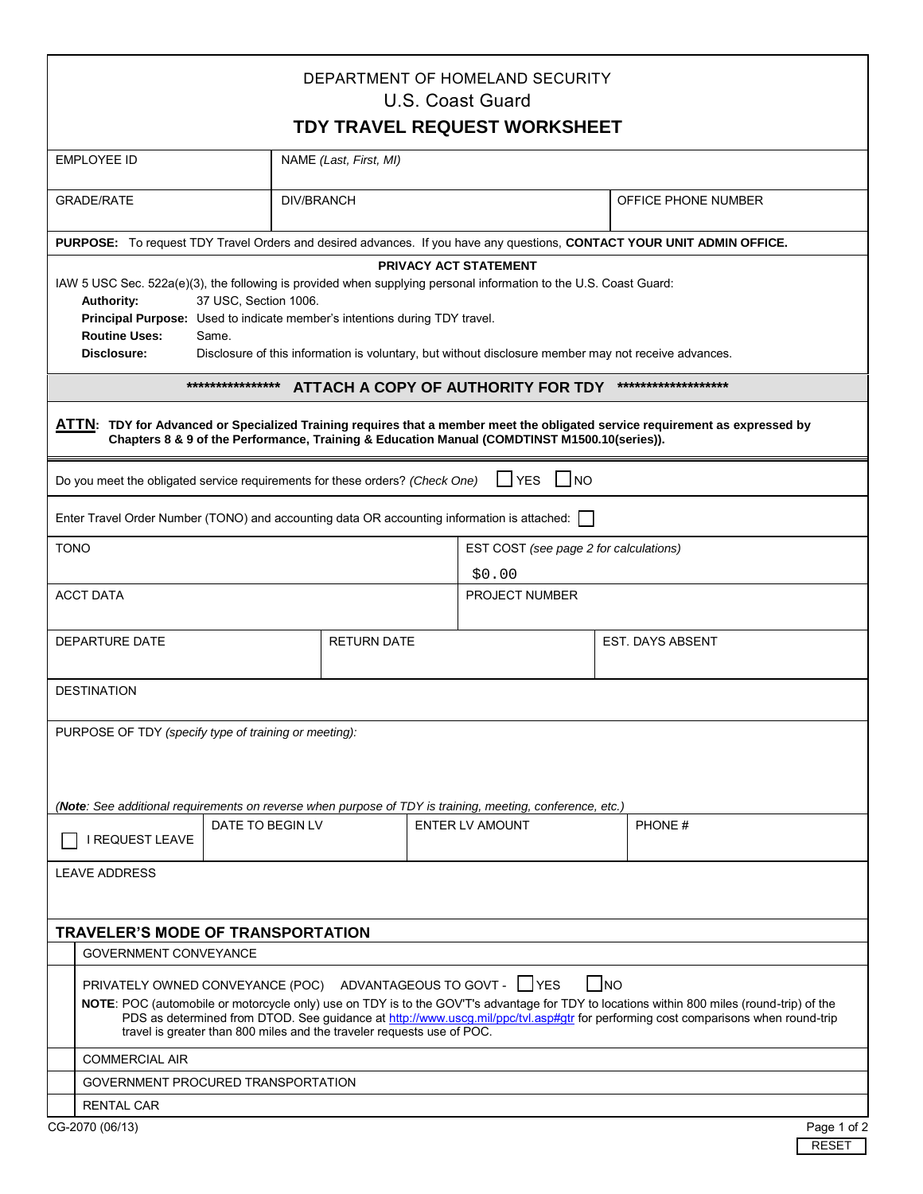DEPARTMENT OF HOMELAND SECURITY

U.S. Coast Guard

# TDY TRAVEL REQUEST WORKSHEET

| EMPLOYEE ID | NAME *(Last, First, MI)* | |
|---|---|---|
| GRADE/RATE | DIV/BRANCH | OFFICE PHONE NUMBER |

**PURPOSE:** To request TDY Travel Orders and desired advances. If you have any questions, **CONTACT YOUR UNIT ADMIN OFFICE.**

**PRIVACY ACT STATEMENT**

IAW 5 USC Sec. 522a(e)(3), the following is provided when supplying personal information to the U.S. Coast Guard:

**Authority:** 37 USC, Section 1006.

**Principal Purpose:** Used to indicate member's intentions during TDY travel.

**Routine Uses:** Same.

**Disclosure:** Disclosure of this information is voluntary, but without disclosure member may not receive advances.

**\*\*\*\*\*\*\*\*\*\*\*\*\*\*\*\*\* ATTACH A COPY OF AUTHORITY FOR TDY \*\*\*\*\*\*\*\*\*\*\*\*\*\*\*\*\*\*\***

**ATTN: TDY for Advanced or Specialized Training requires that a member meet the obligated service requirement as expressed by Chapters 8 & 9 of the Performance, Training & Education Manual (COMDTINST M1500.10(series)).**

Do you meet the obligated service requirements for these orders? *(Check One)* ☐ YES ☐ NO

Enter Travel Order Number (TONO) and accounting data OR accounting information is attached: ☐

| TONO | EST COST *(see page 2 for calculations)* $0.00 |
|---|---|
| ACCT DATA | PROJECT NUMBER |

| DEPARTURE DATE | RETURN DATE | EST. DAYS ABSENT |
|---|---|---|
| | | |

DESTINATION

PURPOSE OF TDY *(specify type of training or meeting):*

*(**Note**: See additional requirements on reverse when purpose of TDY is training, meeting, conference, etc.)*

| ☐ I REQUEST LEAVE | DATE TO BEGIN LV | ENTER LV AMOUNT | PHONE # |
|---|---|---|---|
| | | | |

LEAVE ADDRESS

## TRAVELER'S MODE OF TRANSPORTATION

| | |
|---|---|
| ☐ | GOVERNMENT CONVEYANCE |
| ☐ | PRIVATELY OWNED CONVEYANCE (POC) ADVANTAGEOUS TO GOVT - ☐ YES ☐ NO<br>**NOTE**: POC (automobile or motorcycle only) use on TDY is to the GOV'T's advantage for TDY to locations within 800 miles (round-trip) of the PDS as determined from DTOD. See guidance at http://www.uscg.mil/ppc/tvl.asp#gtr for performing cost comparisons when round-trip travel is greater than 800 miles and the traveler requests use of POC. |
| ☐ | COMMERCIAL AIR |
| ☐ | GOVERNMENT PROCURED TRANSPORTATION |
| ☐ | RENTAL CAR |

CG-2070 (06/13)

RESET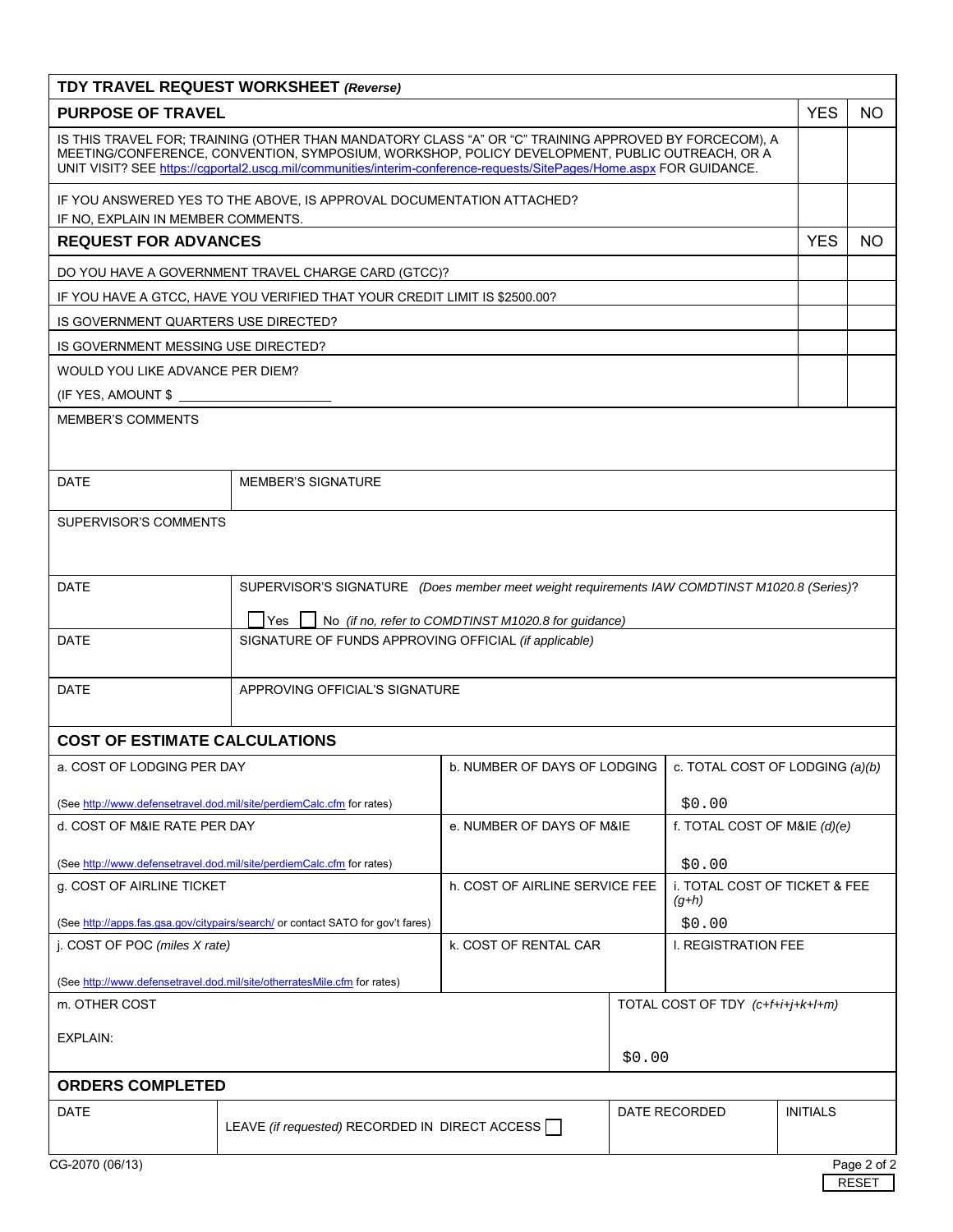## TDY TRAVEL REQUEST WORKSHEET *(Reverse)*

| PURPOSE OF TRAVEL | YES | NO |
|---|---|---|
| IS THIS TRAVEL FOR; TRAINING (OTHER THAN MANDATORY CLASS "A" OR "C" TRAINING APPROVED BY FORCECOM), A MEETING/CONFERENCE, CONVENTION, SYMPOSIUM, WORKSHOP, POLICY DEVELOPMENT, PUBLIC OUTREACH, OR A UNIT VISIT? SEE https://cgportal2.uscg.mil/communities/interim-conference-requests/SitePages/Home.aspx FOR GUIDANCE. | | |
| IF YOU ANSWERED YES TO THE ABOVE, IS APPROVAL DOCUMENTATION ATTACHED? IF NO, EXPLAIN IN MEMBER COMMENTS. | | |

| REQUEST FOR ADVANCES | YES | NO |
|---|---|---|
| DO YOU HAVE A GOVERNMENT TRAVEL CHARGE CARD (GTCC)? | | |
| IF YOU HAVE A GTCC, HAVE YOU VERIFIED THAT YOUR CREDIT LIMIT IS $2500.00? | | |
| IS GOVERNMENT QUARTERS USE DIRECTED? | | |
| IS GOVERNMENT MESSING USE DIRECTED? | | |
| WOULD YOU LIKE ADVANCE PER DIEM? (IF YES, AMOUNT $ ____________________ | | |

MEMBER'S COMMENTS

| | |
|---|---|
| DATE | MEMBER'S SIGNATURE |

SUPERVISOR'S COMMENTS

| | |
|---|---|
| DATE | SUPERVISOR'S SIGNATURE *(Does member meet weight requirements IAW COMDTINST M1020.8 (Series)?* ☐ Yes ☐ No *(if no, refer to COMDTINST M1020.8 for guidance)* |
| DATE | SIGNATURE OF FUNDS APPROVING OFFICIAL *(if applicable)* |
| DATE | APPROVING OFFICIAL'S SIGNATURE |

## COST OF ESTIMATE CALCULATIONS

| | | |
|---|---|---|
| a. COST OF LODGING PER DAY (See http://www.defensetravel.dod.mil/site/perdiemCalc.cfm for rates) | b. NUMBER OF DAYS OF LODGING | c. TOTAL COST OF LODGING *(a)(b)* $0.00 |
| d. COST OF M&IE RATE PER DAY (See http://www.defensetravel.dod.mil/site/perdiemCalc.cfm for rates) | e. NUMBER OF DAYS OF M&IE | f. TOTAL COST OF M&IE *(d)(e)* $0.00 |
| g. COST OF AIRLINE TICKET (See http://apps.fas.gsa.gov/citypairs/search/ or contact SATO for gov't fares) | h. COST OF AIRLINE SERVICE FEE | i. TOTAL COST OF TICKET & FEE *(g+h)* $0.00 |
| j. COST OF POC *(miles X rate)* (See http://www.defensetravel.dod.mil/site/otherratesMile.cfm for rates) | k. COST OF RENTAL CAR | l. REGISTRATION FEE |
| m. OTHER COST EXPLAIN: | | TOTAL COST OF TDY *(c+f+i+j+k+l+m)* $0.00 |

## ORDERS COMPLETED

| DATE | LEAVE *(if requested)* RECORDED IN DIRECT ACCESS ☐ | DATE RECORDED | INITIALS |
|---|---|---|---|
| | | | |

CG-2070 (06/13)

RESET